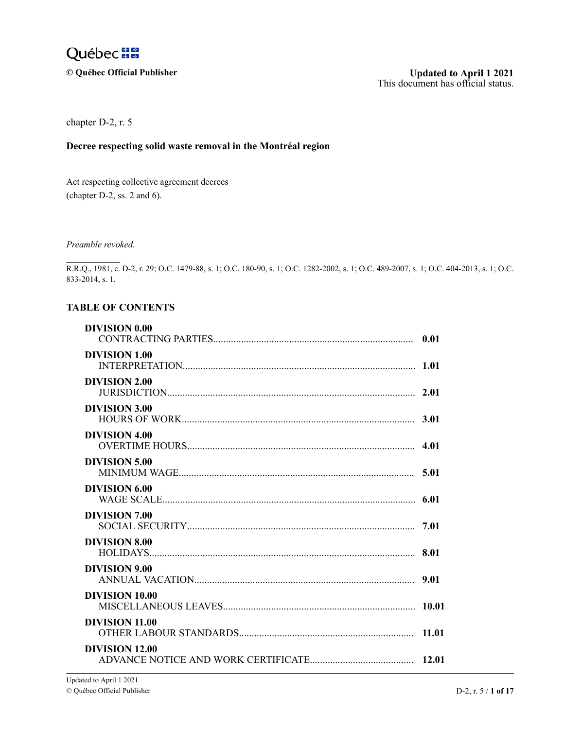Québec

**© Québec Official Publisher**

**Updated to April 1 2021**
This document has official status.

chapter D-2, r. 5

# Decree respecting solid waste removal in the Montréal region

Act respecting collective agreement decrees
(chapter D-2, ss. 2 and 6).

*Preamble revoked.*

R.R.Q., 1981, c. D-2, r. 29; O.C. 1479-88, s. 1; O.C. 180-90, s. 1; O.C. 1282-2002, s. 1; O.C. 489-2007, s. 1; O.C. 404-2013, s. 1; O.C. 833-2014, s. 1.

## TABLE OF CONTENTS

| | |
|---|---|
| **DIVISION 0.00**<br>CONTRACTING PARTIES | **0.01** |
| **DIVISION 1.00**<br>INTERPRETATION | **1.01** |
| **DIVISION 2.00**<br>JURISDICTION | **2.01** |
| **DIVISION 3.00**<br>HOURS OF WORK | **3.01** |
| **DIVISION 4.00**<br>OVERTIME HOURS | **4.01** |
| **DIVISION 5.00**<br>MINIMUM WAGE | **5.01** |
| **DIVISION 6.00**<br>WAGE SCALE | **6.01** |
| **DIVISION 7.00**<br>SOCIAL SECURITY | **7.01** |
| **DIVISION 8.00**<br>HOLIDAYS | **8.01** |
| **DIVISION 9.00**<br>ANNUAL VACATION | **9.01** |
| **DIVISION 10.00**<br>MISCELLANEOUS LEAVES | **10.01** |
| **DIVISION 11.00**<br>OTHER LABOUR STANDARDS | **11.01** |
| **DIVISION 12.00**<br>ADVANCE NOTICE AND WORK CERTIFICATE | **12.01** |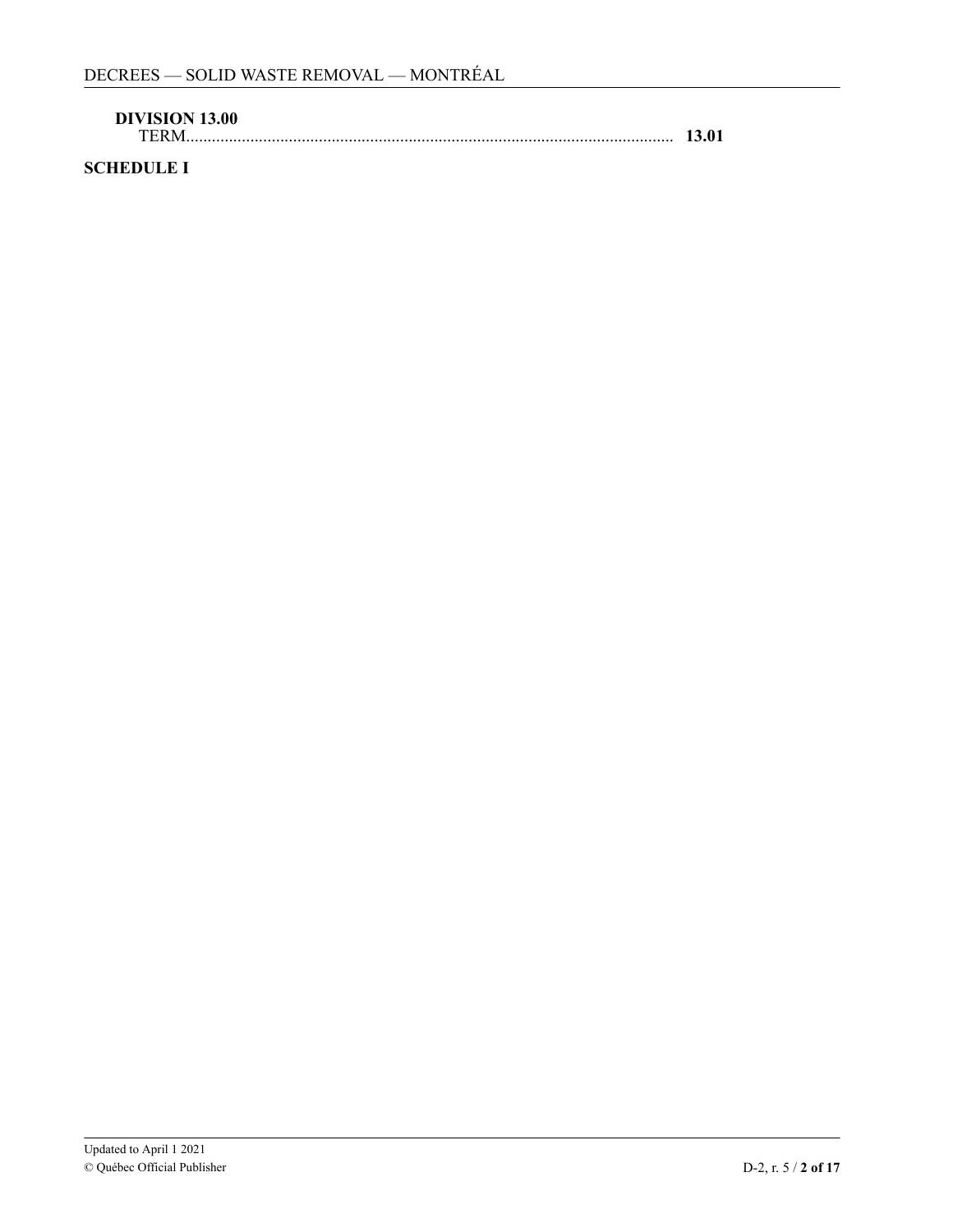**DIVISION 13.00**
TERM........................................................................................................................ **13.01**

**SCHEDULE I**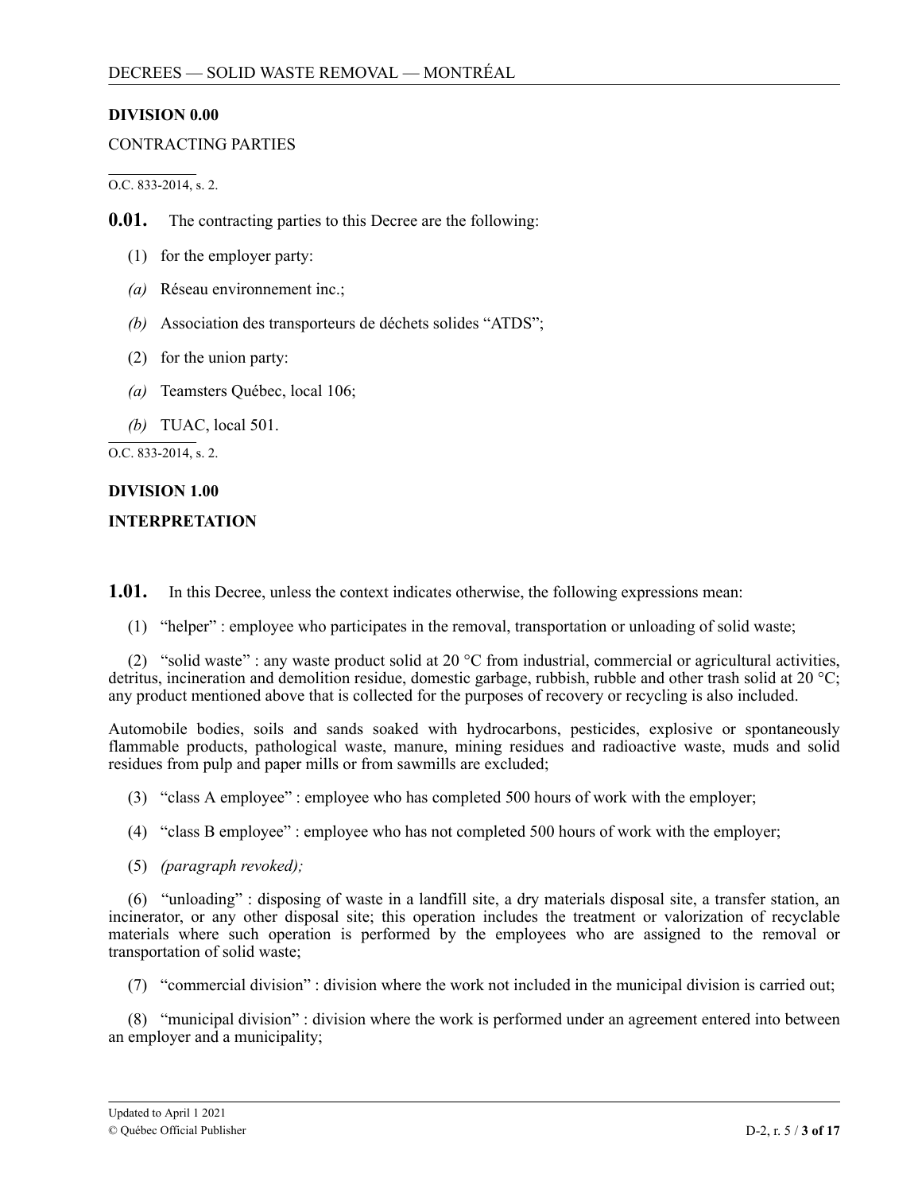## DIVISION 0.00

CONTRACTING PARTIES

---

O.C. 833-2014, s. 2.

**0.01.** The contracting parties to this Decree are the following:

(1) for the employer party:

*(a)* Réseau environnement inc.;

*(b)* Association des transporteurs de déchets solides “ATDS”;

(2) for the union party:

*(a)* Teamsters Québec, local 106;

*(b)* TUAC, local 501.

---

O.C. 833-2014, s. 2.

## DIVISION 1.00

## INTERPRETATION

**1.01.** In this Decree, unless the context indicates otherwise, the following expressions mean:

(1) “helper” : employee who participates in the removal, transportation or unloading of solid waste;

(2) “solid waste” : any waste product solid at 20 °C from industrial, commercial or agricultural activities, detritus, incineration and demolition residue, domestic garbage, rubbish, rubble and other trash solid at 20 °C; any product mentioned above that is collected for the purposes of recovery or recycling is also included.

Automobile bodies, soils and sands soaked with hydrocarbons, pesticides, explosive or spontaneously flammable products, pathological waste, manure, mining residues and radioactive waste, muds and solid residues from pulp and paper mills or from sawmills are excluded;

(3) “class A employee” : employee who has completed 500 hours of work with the employer;

(4) “class B employee” : employee who has not completed 500 hours of work with the employer;

(5) *(paragraph revoked);*

(6) “unloading” : disposing of waste in a landfill site, a dry materials disposal site, a transfer station, an incinerator, or any other disposal site; this operation includes the treatment or valorization of recyclable materials where such operation is performed by the employees who are assigned to the removal or transportation of solid waste;

(7) “commercial division” : division where the work not included in the municipal division is carried out;

(8) “municipal division” : division where the work is performed under an agreement entered into between an employer and a municipality;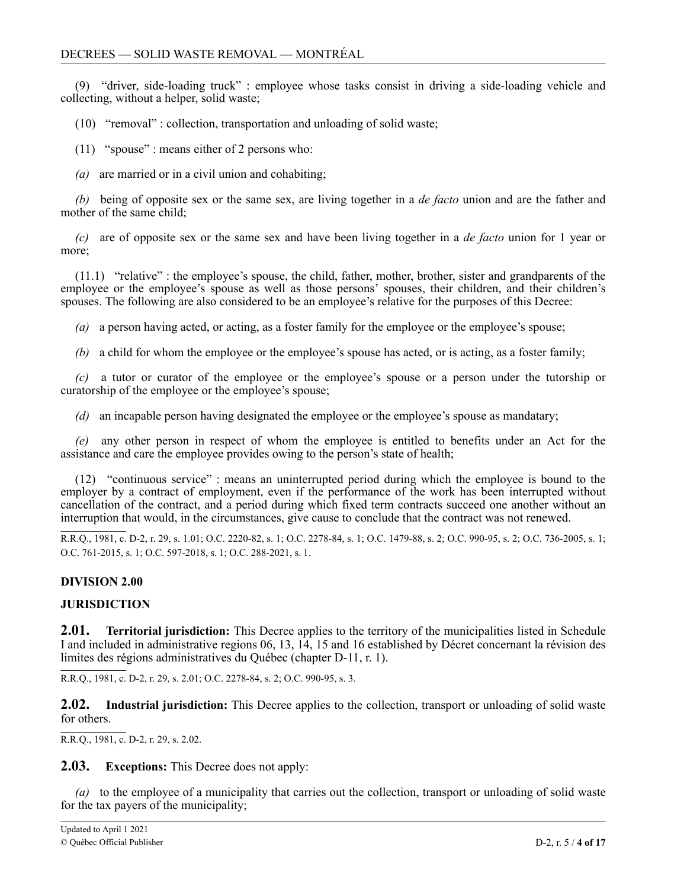(9) “driver, side-loading truck” : employee whose tasks consist in driving a side-loading vehicle and collecting, without a helper, solid waste;

(10) “removal” : collection, transportation and unloading of solid waste;

(11) “spouse” : means either of 2 persons who:

*(a)* are married or in a civil union and cohabiting;

*(b)* being of opposite sex or the same sex, are living together in a *de facto* union and are the father and mother of the same child;

*(c)* are of opposite sex or the same sex and have been living together in a *de facto* union for 1 year or more;

(11.1) “relative” : the employee’s spouse, the child, father, mother, brother, sister and grandparents of the employee or the employee’s spouse as well as those persons’ spouses, their children, and their children’s spouses. The following are also considered to be an employee’s relative for the purposes of this Decree:

*(a)* a person having acted, or acting, as a foster family for the employee or the employee’s spouse;

*(b)* a child for whom the employee or the employee’s spouse has acted, or is acting, as a foster family;

*(c)* a tutor or curator of the employee or the employee’s spouse or a person under the tutorship or curatorship of the employee or the employee’s spouse;

*(d)* an incapable person having designated the employee or the employee’s spouse as mandatary;

*(e)* any other person in respect of whom the employee is entitled to benefits under an Act for the assistance and care the employee provides owing to the person’s state of health;

(12) “continuous service” : means an uninterrupted period during which the employee is bound to the employer by a contract of employment, even if the performance of the work has been interrupted without cancellation of the contract, and a period during which fixed term contracts succeed one another without an interruption that would, in the circumstances, give cause to conclude that the contract was not renewed.

R.R.Q., 1981, c. D-2, r. 29, s. 1.01; O.C. 2220-82, s. 1; O.C. 2278-84, s. 1; O.C. 1479-88, s. 2; O.C. 990-95, s. 2; O.C. 736-2005, s. 1; O.C. 761-2015, s. 1; O.C. 597-2018, s. 1; O.C. 288-2021, s. 1.

## DIVISION 2.00

## JURISDICTION

**2.01. Territorial jurisdiction:** This Decree applies to the territory of the municipalities listed in Schedule I and included in administrative regions 06, 13, 14, 15 and 16 established by Décret concernant la révision des limites des régions administratives du Québec (chapter D-11, r. 1).

R.R.Q., 1981, c. D-2, r. 29, s. 2.01; O.C. 2278-84, s. 2; O.C. 990-95, s. 3.

**2.02. Industrial jurisdiction:** This Decree applies to the collection, transport or unloading of solid waste for others.

R.R.Q., 1981, c. D-2, r. 29, s. 2.02.

**2.03. Exceptions:** This Decree does not apply:

*(a)* to the employee of a municipality that carries out the collection, transport or unloading of solid waste for the tax payers of the municipality;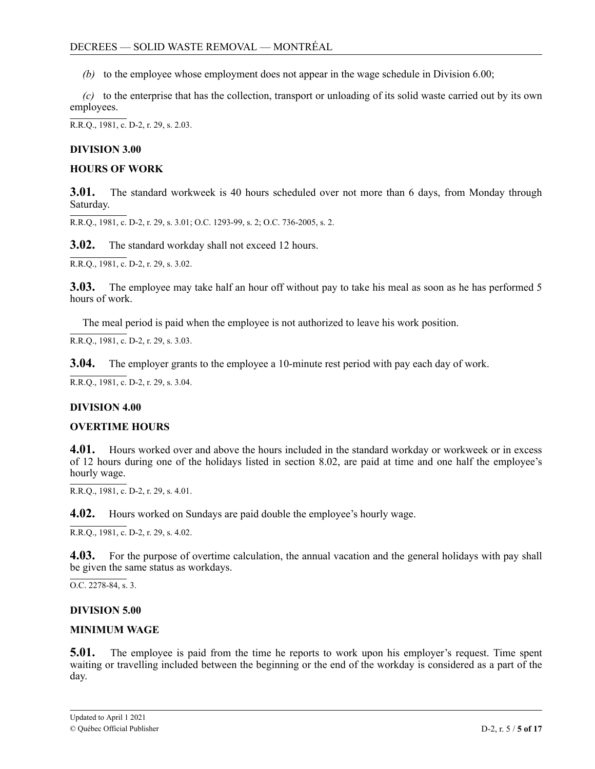*(b)* to the employee whose employment does not appear in the wage schedule in Division 6.00;

*(c)* to the enterprise that has the collection, transport or unloading of its solid waste carried out by its own employees.

R.R.Q., 1981, c. D-2, r. 29, s. 2.03.

## DIVISION 3.00

## HOURS OF WORK

**3.01.** The standard workweek is 40 hours scheduled over not more than 6 days, from Monday through Saturday.

R.R.Q., 1981, c. D-2, r. 29, s. 3.01; O.C. 1293-99, s. 2; O.C. 736-2005, s. 2.

**3.02.** The standard workday shall not exceed 12 hours.

R.R.Q., 1981, c. D-2, r. 29, s. 3.02.

**3.03.** The employee may take half an hour off without pay to take his meal as soon as he has performed 5 hours of work.

The meal period is paid when the employee is not authorized to leave his work position.

R.R.Q., 1981, c. D-2, r. 29, s. 3.03.

**3.04.** The employer grants to the employee a 10-minute rest period with pay each day of work.

R.R.Q., 1981, c. D-2, r. 29, s. 3.04.

## DIVISION 4.00

## OVERTIME HOURS

**4.01.** Hours worked over and above the hours included in the standard workday or workweek or in excess of 12 hours during one of the holidays listed in section 8.02, are paid at time and one half the employee's hourly wage.

R.R.Q., 1981, c. D-2, r. 29, s. 4.01.

**4.02.** Hours worked on Sundays are paid double the employee's hourly wage.

R.R.Q., 1981, c. D-2, r. 29, s. 4.02.

**4.03.** For the purpose of overtime calculation, the annual vacation and the general holidays with pay shall be given the same status as workdays.

O.C. 2278-84, s. 3.

## DIVISION 5.00

## MINIMUM WAGE

**5.01.** The employee is paid from the time he reports to work upon his employer's request. Time spent waiting or travelling included between the beginning or the end of the workday is considered as a part of the day.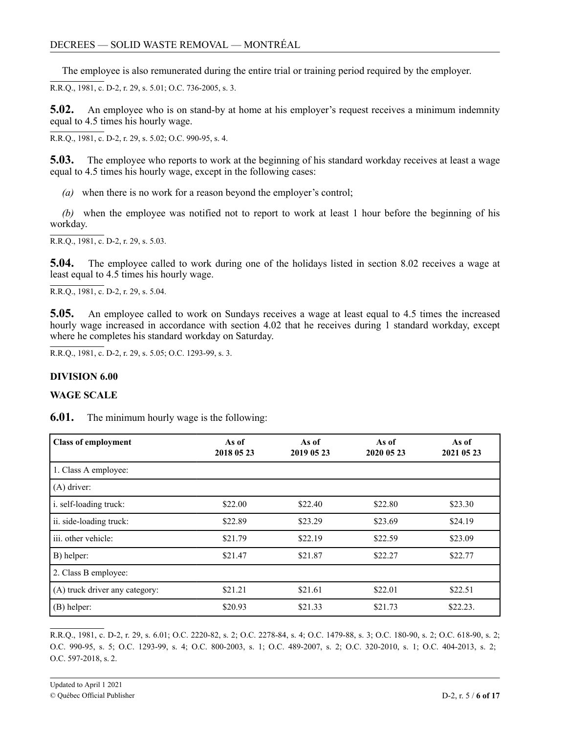The employee is also remunerated during the entire trial or training period required by the employer.

R.R.Q., 1981, c. D-2, r. 29, s. 5.01; O.C. 736-2005, s. 3.

**5.02.** An employee who is on stand-by at home at his employer's request receives a minimum indemnity equal to 4.5 times his hourly wage.

R.R.Q., 1981, c. D-2, r. 29, s. 5.02; O.C. 990-95, s. 4.

**5.03.** The employee who reports to work at the beginning of his standard workday receives at least a wage equal to 4.5 times his hourly wage, except in the following cases:

*(a)* when there is no work for a reason beyond the employer's control;

*(b)* when the employee was notified not to report to work at least 1 hour before the beginning of his workday.

R.R.Q., 1981, c. D-2, r. 29, s. 5.03.

**5.04.** The employee called to work during one of the holidays listed in section 8.02 receives a wage at least equal to 4.5 times his hourly wage.

R.R.Q., 1981, c. D-2, r. 29, s. 5.04.

**5.05.** An employee called to work on Sundays receives a wage at least equal to 4.5 times the increased hourly wage increased in accordance with section 4.02 that he receives during 1 standard workday, except where he completes his standard workday on Saturday.

R.R.Q., 1981, c. D-2, r. 29, s. 5.05; O.C. 1293-99, s. 3.

**DIVISION 6.00**

**WAGE SCALE**

**6.01.** The minimum hourly wage is the following:

| **Class of employment** | **As of 2018 05 23** | **As of 2019 05 23** | **As of 2020 05 23** | **As of 2021 05 23** |
|---|---|---|---|---|
| 1. Class A employee: | | | | |
| (A) driver: | | | | |
| i. self-loading truck: | $22.00 | $22.40 | $22.80 | $23.30 |
| ii. side-loading truck: | $22.89 | $23.29 | $23.69 | $24.19 |
| iii. other vehicle: | $21.79 | $22.19 | $22.59 | $23.09 |
| B) helper: | $21.47 | $21.87 | $22.27 | $22.77 |
| 2. Class B employee: | | | | |
| (A) truck driver any category: | $21.21 | $21.61 | $22.01 | $22.51 |
| (B) helper: | $20.93 | $21.33 | $21.73 | $22.23. |

R.R.Q., 1981, c. D-2, r. 29, s. 6.01; O.C. 2220-82, s. 2; O.C. 2278-84, s. 4; O.C. 1479-88, s. 3; O.C. 180-90, s. 2; O.C. 618-90, s. 2; O.C. 990-95, s. 5; O.C. 1293-99, s. 4; O.C. 800-2003, s. 1; O.C. 489-2007, s. 2; O.C. 320-2010, s. 1; O.C. 404-2013, s. 2; O.C. 597-2018, s. 2.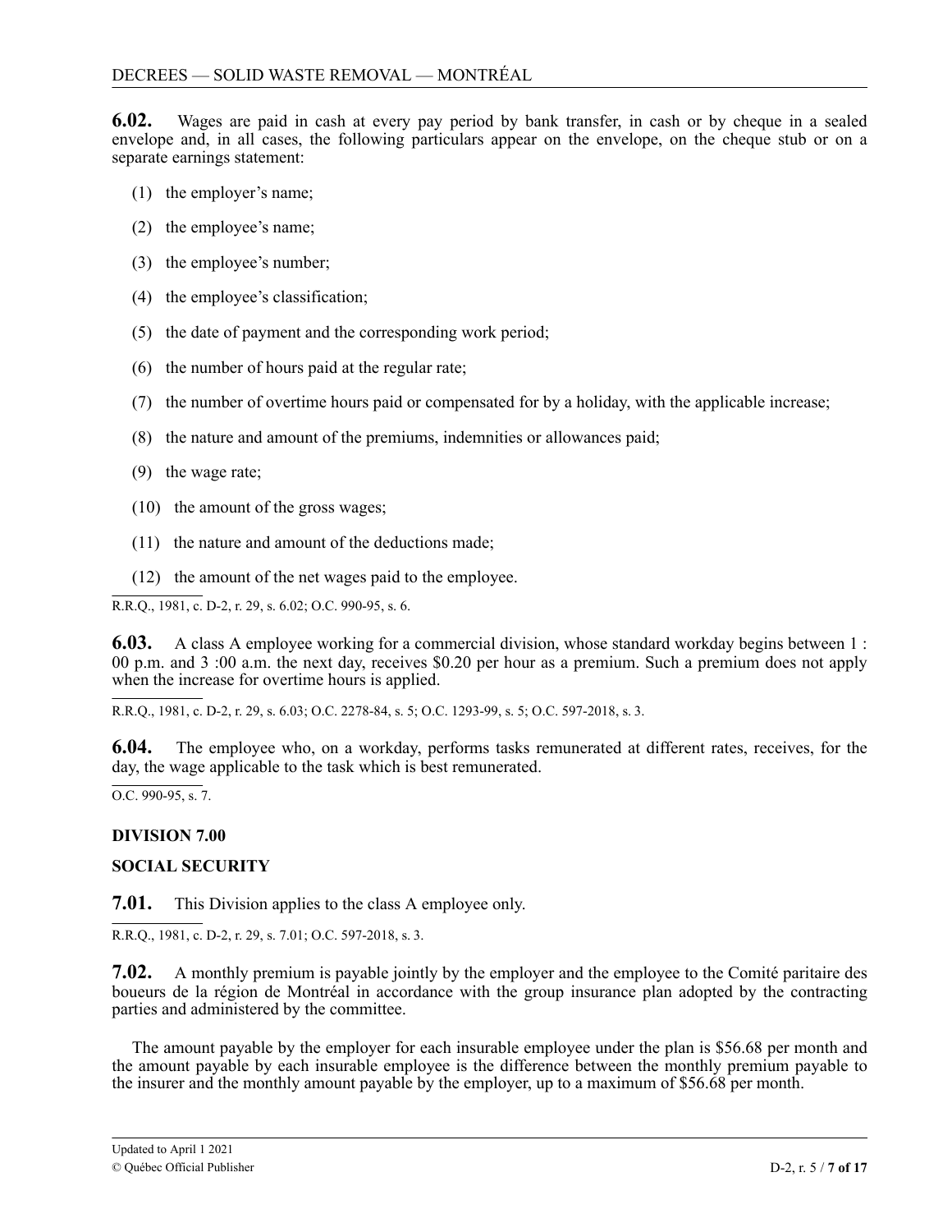**6.02.** Wages are paid in cash at every pay period by bank transfer, in cash or by cheque in a sealed envelope and, in all cases, the following particulars appear on the envelope, on the cheque stub or on a separate earnings statement:

(1) the employer's name;

(2) the employee's name;

(3) the employee's number;

(4) the employee's classification;

(5) the date of payment and the corresponding work period;

(6) the number of hours paid at the regular rate;

(7) the number of overtime hours paid or compensated for by a holiday, with the applicable increase;

(8) the nature and amount of the premiums, indemnities or allowances paid;

(9) the wage rate;

(10) the amount of the gross wages;

(11) the nature and amount of the deductions made;

(12) the amount of the net wages paid to the employee.

R.R.Q., 1981, c. D-2, r. 29, s. 6.02; O.C. 990-95, s. 6.

**6.03.** A class A employee working for a commercial division, whose standard workday begins between 1 : 00 p.m. and 3 :00 a.m. the next day, receives $0.20 per hour as a premium. Such a premium does not apply when the increase for overtime hours is applied.

R.R.Q., 1981, c. D-2, r. 29, s. 6.03; O.C. 2278-84, s. 5; O.C. 1293-99, s. 5; O.C. 597-2018, s. 3.

**6.04.** The employee who, on a workday, performs tasks remunerated at different rates, receives, for the day, the wage applicable to the task which is best remunerated.

O.C. 990-95, s. 7.

**DIVISION 7.00**

**SOCIAL SECURITY**

**7.01.** This Division applies to the class A employee only.

R.R.Q., 1981, c. D-2, r. 29, s. 7.01; O.C. 597-2018, s. 3.

**7.02.** A monthly premium is payable jointly by the employer and the employee to the Comité paritaire des boueurs de la région de Montréal in accordance with the group insurance plan adopted by the contracting parties and administered by the committee.

The amount payable by the employer for each insurable employee under the plan is $56.68 per month and the amount payable by each insurable employee is the difference between the monthly premium payable to the insurer and the monthly amount payable by the employer, up to a maximum of $56.68 per month.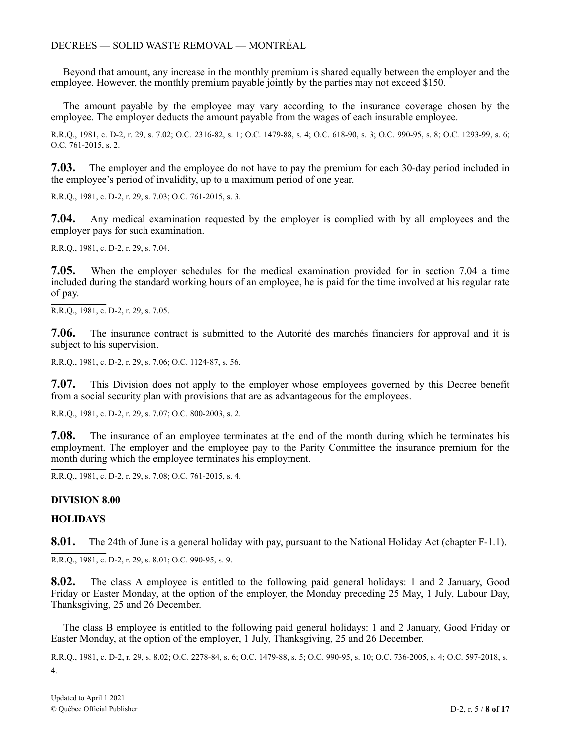Beyond that amount, any increase in the monthly premium is shared equally between the employer and the employee. However, the monthly premium payable jointly by the parties may not exceed $150.

The amount payable by the employee may vary according to the insurance coverage chosen by the employee. The employer deducts the amount payable from the wages of each insurable employee.

R.R.Q., 1981, c. D-2, r. 29, s. 7.02; O.C. 2316-82, s. 1; O.C. 1479-88, s. 4; O.C. 618-90, s. 3; O.C. 990-95, s. 8; O.C. 1293-99, s. 6; O.C. 761-2015, s. 2.

**7.03.** The employer and the employee do not have to pay the premium for each 30-day period included in the employee's period of invalidity, up to a maximum period of one year.

R.R.Q., 1981, c. D-2, r. 29, s. 7.03; O.C. 761-2015, s. 3.

**7.04.** Any medical examination requested by the employer is complied with by all employees and the employer pays for such examination.

R.R.Q., 1981, c. D-2, r. 29, s. 7.04.

**7.05.** When the employer schedules for the medical examination provided for in section 7.04 a time included during the standard working hours of an employee, he is paid for the time involved at his regular rate of pay.

R.R.Q., 1981, c. D-2, r. 29, s. 7.05.

**7.06.** The insurance contract is submitted to the Autorité des marchés financiers for approval and it is subject to his supervision.

R.R.Q., 1981, c. D-2, r. 29, s. 7.06; O.C. 1124-87, s. 56.

**7.07.** This Division does not apply to the employer whose employees governed by this Decree benefit from a social security plan with provisions that are as advantageous for the employees.

R.R.Q., 1981, c. D-2, r. 29, s. 7.07; O.C. 800-2003, s. 2.

**7.08.** The insurance of an employee terminates at the end of the month during which he terminates his employment. The employer and the employee pay to the Parity Committee the insurance premium for the month during which the employee terminates his employment.

R.R.Q., 1981, c. D-2, r. 29, s. 7.08; O.C. 761-2015, s. 4.

## DIVISION 8.00

## HOLIDAYS

**8.01.** The 24th of June is a general holiday with pay, pursuant to the National Holiday Act (chapter F-1.1).

R.R.Q., 1981, c. D-2, r. 29, s. 8.01; O.C. 990-95, s. 9.

**8.02.** The class A employee is entitled to the following paid general holidays: 1 and 2 January, Good Friday or Easter Monday, at the option of the employer, the Monday preceding 25 May, 1 July, Labour Day, Thanksgiving, 25 and 26 December.

The class B employee is entitled to the following paid general holidays: 1 and 2 January, Good Friday or Easter Monday, at the option of the employer, 1 July, Thanksgiving, 25 and 26 December.

R.R.Q., 1981, c. D-2, r. 29, s. 8.02; O.C. 2278-84, s. 6; O.C. 1479-88, s. 5; O.C. 990-95, s. 10; O.C. 736-2005, s. 4; O.C. 597-2018, s. 4.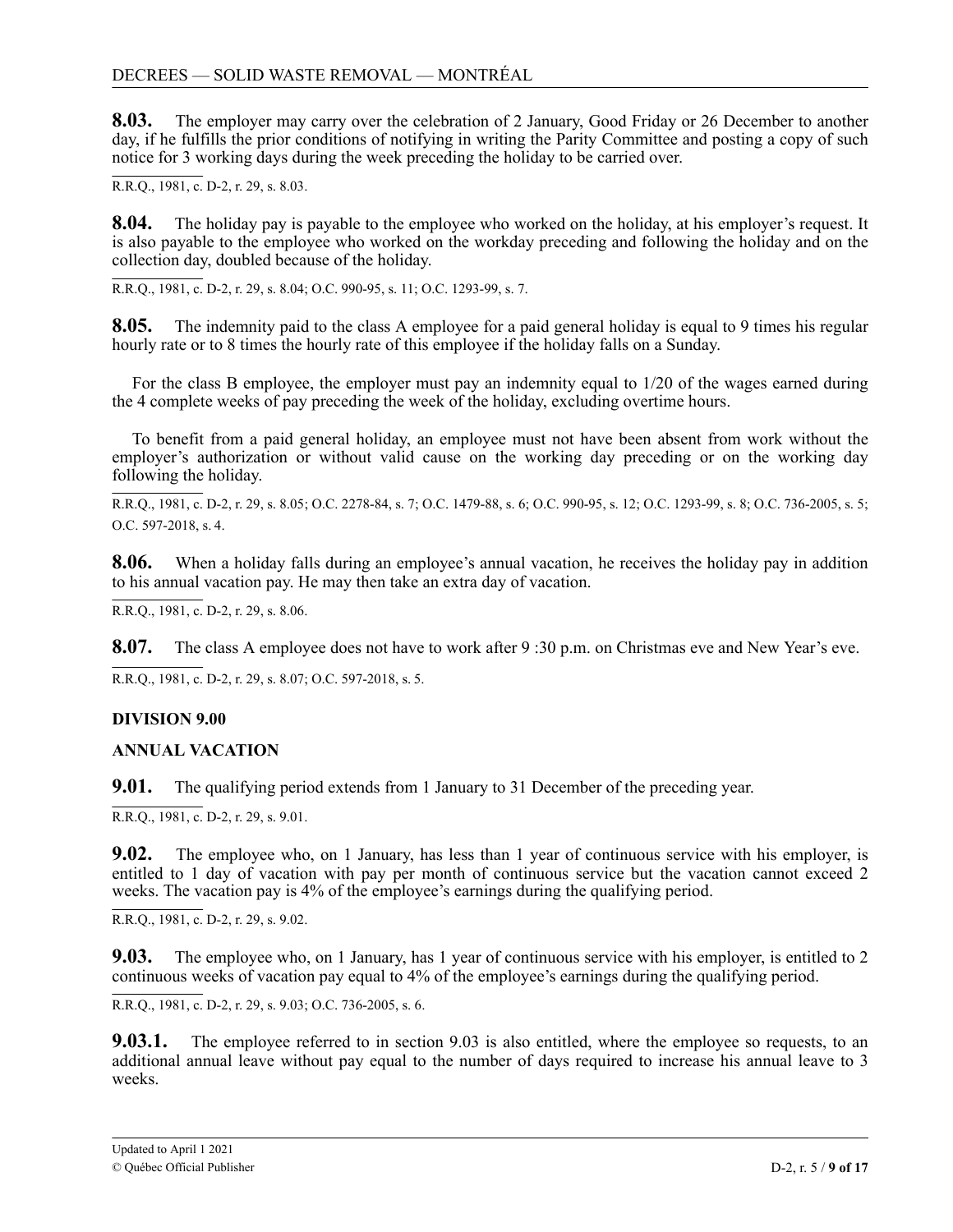**8.03.** The employer may carry over the celebration of 2 January, Good Friday or 26 December to another day, if he fulfills the prior conditions of notifying in writing the Parity Committee and posting a copy of such notice for 3 working days during the week preceding the holiday to be carried over.

R.R.Q., 1981, c. D-2, r. 29, s. 8.03.

**8.04.** The holiday pay is payable to the employee who worked on the holiday, at his employer's request. It is also payable to the employee who worked on the workday preceding and following the holiday and on the collection day, doubled because of the holiday.

R.R.Q., 1981, c. D-2, r. 29, s. 8.04; O.C. 990-95, s. 11; O.C. 1293-99, s. 7.

**8.05.** The indemnity paid to the class A employee for a paid general holiday is equal to 9 times his regular hourly rate or to 8 times the hourly rate of this employee if the holiday falls on a Sunday.

For the class B employee, the employer must pay an indemnity equal to 1/20 of the wages earned during the 4 complete weeks of pay preceding the week of the holiday, excluding overtime hours.

To benefit from a paid general holiday, an employee must not have been absent from work without the employer's authorization or without valid cause on the working day preceding or on the working day following the holiday.

R.R.Q., 1981, c. D-2, r. 29, s. 8.05; O.C. 2278-84, s. 7; O.C. 1479-88, s. 6; O.C. 990-95, s. 12; O.C. 1293-99, s. 8; O.C. 736-2005, s. 5; O.C. 597-2018, s. 4.

**8.06.** When a holiday falls during an employee's annual vacation, he receives the holiday pay in addition to his annual vacation pay. He may then take an extra day of vacation.

R.R.Q., 1981, c. D-2, r. 29, s. 8.06.

**8.07.** The class A employee does not have to work after 9 :30 p.m. on Christmas eve and New Year's eve.

R.R.Q., 1981, c. D-2, r. 29, s. 8.07; O.C. 597-2018, s. 5.

## DIVISION 9.00

## ANNUAL VACATION

**9.01.** The qualifying period extends from 1 January to 31 December of the preceding year.

R.R.Q., 1981, c. D-2, r. 29, s. 9.01.

**9.02.** The employee who, on 1 January, has less than 1 year of continuous service with his employer, is entitled to 1 day of vacation with pay per month of continuous service but the vacation cannot exceed 2 weeks. The vacation pay is 4% of the employee's earnings during the qualifying period.

R.R.Q., 1981, c. D-2, r. 29, s. 9.02.

**9.03.** The employee who, on 1 January, has 1 year of continuous service with his employer, is entitled to 2 continuous weeks of vacation pay equal to 4% of the employee's earnings during the qualifying period.

R.R.Q., 1981, c. D-2, r. 29, s. 9.03; O.C. 736-2005, s. 6.

**9.03.1.** The employee referred to in section 9.03 is also entitled, where the employee so requests, to an additional annual leave without pay equal to the number of days required to increase his annual leave to 3 weeks.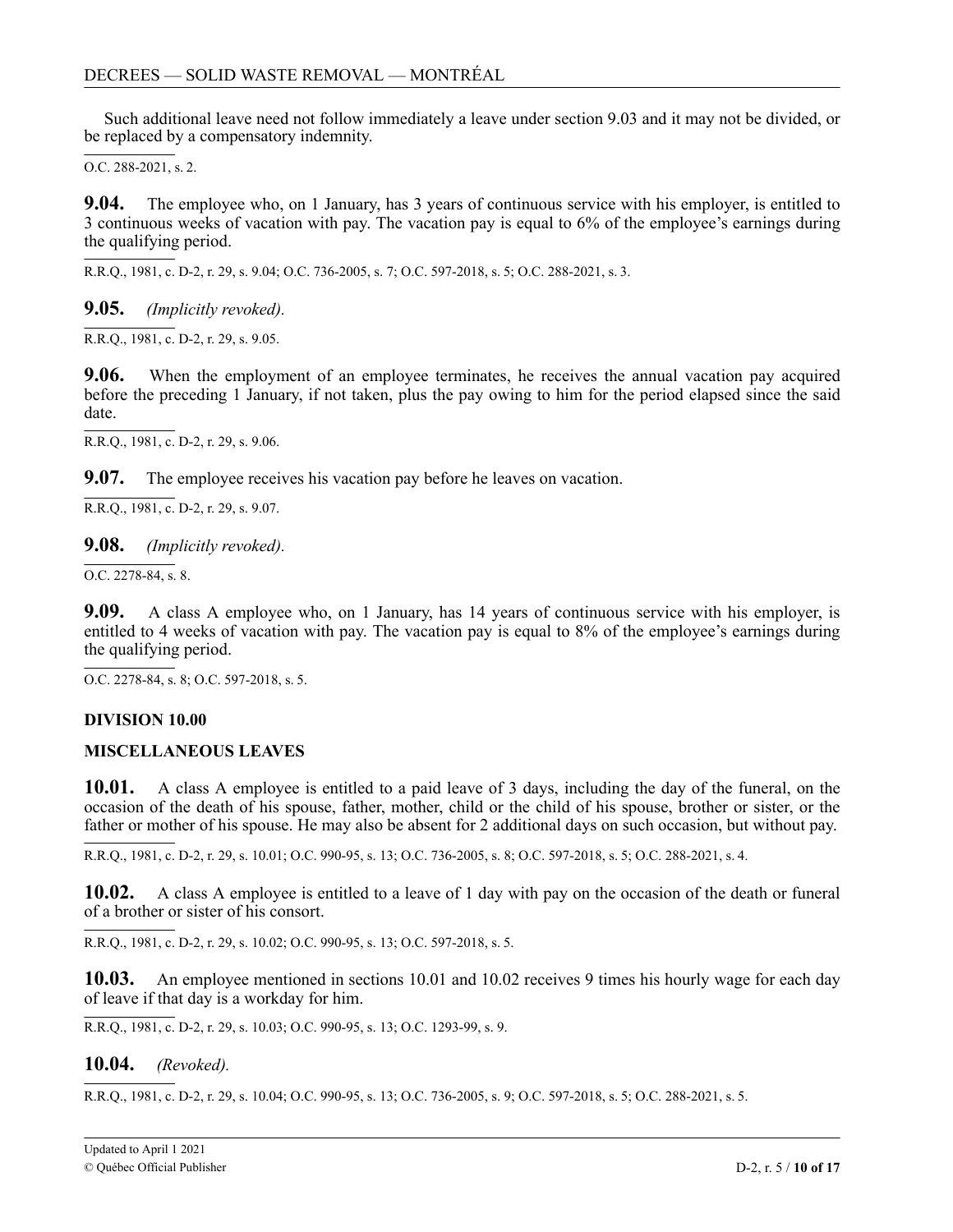Such additional leave need not follow immediately a leave under section 9.03 and it may not be divided, or be replaced by a compensatory indemnity.

O.C. 288-2021, s. 2.

**9.04.** The employee who, on 1 January, has 3 years of continuous service with his employer, is entitled to 3 continuous weeks of vacation with pay. The vacation pay is equal to 6% of the employee's earnings during the qualifying period.

R.R.Q., 1981, c. D-2, r. 29, s. 9.04; O.C. 736-2005, s. 7; O.C. 597-2018, s. 5; O.C. 288-2021, s. 3.

**9.05.** *(Implicitly revoked).*

R.R.Q., 1981, c. D-2, r. 29, s. 9.05.

**9.06.** When the employment of an employee terminates, he receives the annual vacation pay acquired before the preceding 1 January, if not taken, plus the pay owing to him for the period elapsed since the said date.

R.R.Q., 1981, c. D-2, r. 29, s. 9.06.

**9.07.** The employee receives his vacation pay before he leaves on vacation.

R.R.Q., 1981, c. D-2, r. 29, s. 9.07.

**9.08.** *(Implicitly revoked).*

O.C. 2278-84, s. 8.

**9.09.** A class A employee who, on 1 January, has 14 years of continuous service with his employer, is entitled to 4 weeks of vacation with pay. The vacation pay is equal to 8% of the employee's earnings during the qualifying period.

O.C. 2278-84, s. 8; O.C. 597-2018, s. 5.

## DIVISION 10.00

## MISCELLANEOUS LEAVES

**10.01.** A class A employee is entitled to a paid leave of 3 days, including the day of the funeral, on the occasion of the death of his spouse, father, mother, child or the child of his spouse, brother or sister, or the father or mother of his spouse. He may also be absent for 2 additional days on such occasion, but without pay.

R.R.Q., 1981, c. D-2, r. 29, s. 10.01; O.C. 990-95, s. 13; O.C. 736-2005, s. 8; O.C. 597-2018, s. 5; O.C. 288-2021, s. 4.

**10.02.** A class A employee is entitled to a leave of 1 day with pay on the occasion of the death or funeral of a brother or sister of his consort.

R.R.Q., 1981, c. D-2, r. 29, s. 10.02; O.C. 990-95, s. 13; O.C. 597-2018, s. 5.

**10.03.** An employee mentioned in sections 10.01 and 10.02 receives 9 times his hourly wage for each day of leave if that day is a workday for him.

R.R.Q., 1981, c. D-2, r. 29, s. 10.03; O.C. 990-95, s. 13; O.C. 1293-99, s. 9.

**10.04.** *(Revoked).*

R.R.Q., 1981, c. D-2, r. 29, s. 10.04; O.C. 990-95, s. 13; O.C. 736-2005, s. 9; O.C. 597-2018, s. 5; O.C. 288-2021, s. 5.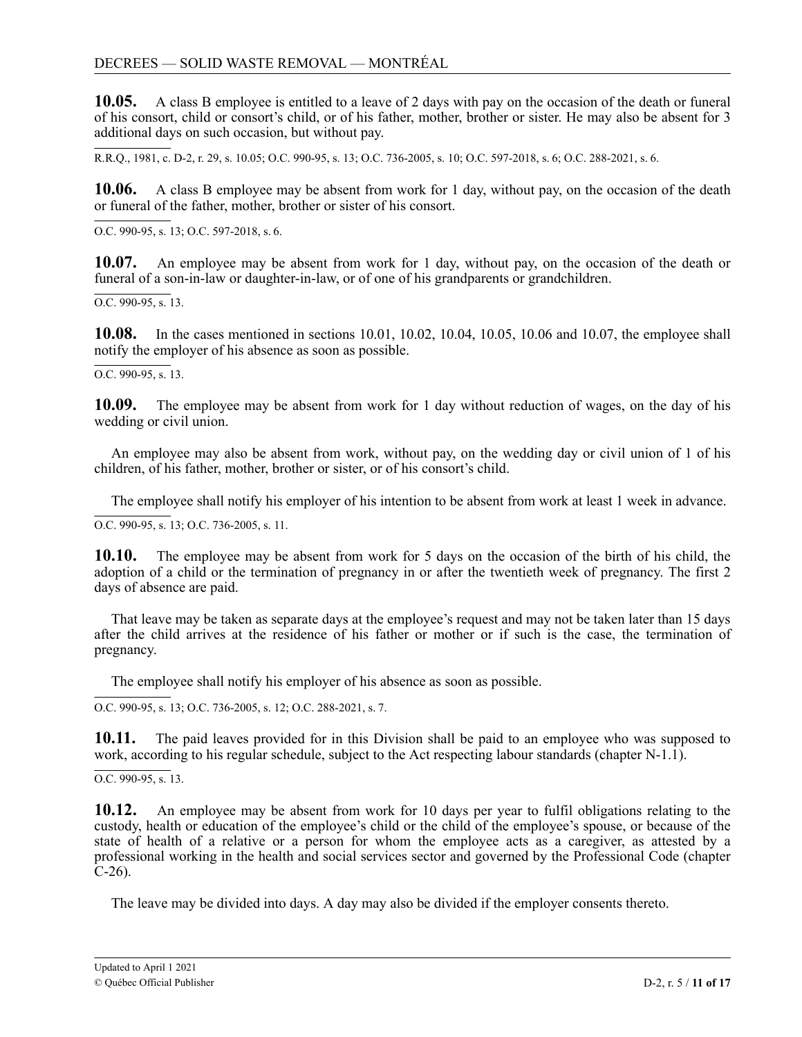**10.05.** A class B employee is entitled to a leave of 2 days with pay on the occasion of the death or funeral of his consort, child or consort's child, or of his father, mother, brother or sister. He may also be absent for 3 additional days on such occasion, but without pay.

R.R.Q., 1981, c. D-2, r. 29, s. 10.05; O.C. 990-95, s. 13; O.C. 736-2005, s. 10; O.C. 597-2018, s. 6; O.C. 288-2021, s. 6.

**10.06.** A class B employee may be absent from work for 1 day, without pay, on the occasion of the death or funeral of the father, mother, brother or sister of his consort.

O.C. 990-95, s. 13; O.C. 597-2018, s. 6.

**10.07.** An employee may be absent from work for 1 day, without pay, on the occasion of the death or funeral of a son-in-law or daughter-in-law, or of one of his grandparents or grandchildren.

O.C. 990-95, s. 13.

**10.08.** In the cases mentioned in sections 10.01, 10.02, 10.04, 10.05, 10.06 and 10.07, the employee shall notify the employer of his absence as soon as possible.

O.C. 990-95, s. 13.

**10.09.** The employee may be absent from work for 1 day without reduction of wages, on the day of his wedding or civil union.

An employee may also be absent from work, without pay, on the wedding day or civil union of 1 of his children, of his father, mother, brother or sister, or of his consort's child.

The employee shall notify his employer of his intention to be absent from work at least 1 week in advance.

O.C. 990-95, s. 13; O.C. 736-2005, s. 11.

**10.10.** The employee may be absent from work for 5 days on the occasion of the birth of his child, the adoption of a child or the termination of pregnancy in or after the twentieth week of pregnancy. The first 2 days of absence are paid.

That leave may be taken as separate days at the employee's request and may not be taken later than 15 days after the child arrives at the residence of his father or mother or if such is the case, the termination of pregnancy.

The employee shall notify his employer of his absence as soon as possible.

O.C. 990-95, s. 13; O.C. 736-2005, s. 12; O.C. 288-2021, s. 7.

**10.11.** The paid leaves provided for in this Division shall be paid to an employee who was supposed to work, according to his regular schedule, subject to the Act respecting labour standards (chapter N-1.1).

O.C. 990-95, s. 13.

**10.12.** An employee may be absent from work for 10 days per year to fulfil obligations relating to the custody, health or education of the employee's child or the child of the employee's spouse, or because of the state of health of a relative or a person for whom the employee acts as a caregiver, as attested by a professional working in the health and social services sector and governed by the Professional Code (chapter C-26).

The leave may be divided into days. A day may also be divided if the employer consents thereto.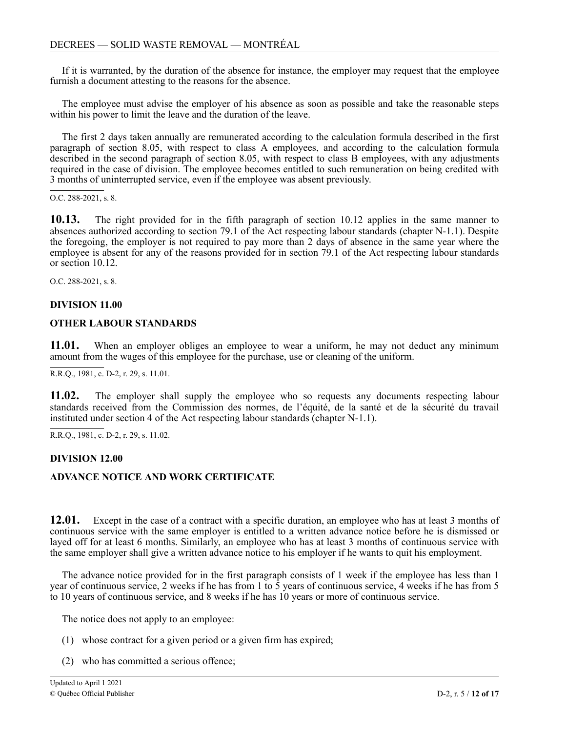If it is warranted, by the duration of the absence for instance, the employer may request that the employee furnish a document attesting to the reasons for the absence.

The employee must advise the employer of his absence as soon as possible and take the reasonable steps within his power to limit the leave and the duration of the leave.

The first 2 days taken annually are remunerated according to the calculation formula described in the first paragraph of section 8.05, with respect to class A employees, and according to the calculation formula described in the second paragraph of section 8.05, with respect to class B employees, with any adjustments required in the case of division. The employee becomes entitled to such remuneration on being credited with 3 months of uninterrupted service, even if the employee was absent previously.

O.C. 288-2021, s. 8.

**10.13.** The right provided for in the fifth paragraph of section 10.12 applies in the same manner to absences authorized according to section 79.1 of the Act respecting labour standards (chapter N-1.1). Despite the foregoing, the employer is not required to pay more than 2 days of absence in the same year where the employee is absent for any of the reasons provided for in section 79.1 of the Act respecting labour standards or section 10.12.

O.C. 288-2021, s. 8.

## DIVISION 11.00

## OTHER LABOUR STANDARDS

**11.01.** When an employer obliges an employee to wear a uniform, he may not deduct any minimum amount from the wages of this employee for the purchase, use or cleaning of the uniform.

R.R.Q., 1981, c. D-2, r. 29, s. 11.01.

**11.02.** The employer shall supply the employee who so requests any documents respecting labour standards received from the Commission des normes, de l'équité, de la santé et de la sécurité du travail instituted under section 4 of the Act respecting labour standards (chapter N-1.1).

R.R.Q., 1981, c. D-2, r. 29, s. 11.02.

## DIVISION 12.00

## ADVANCE NOTICE AND WORK CERTIFICATE

**12.01.** Except in the case of a contract with a specific duration, an employee who has at least 3 months of continuous service with the same employer is entitled to a written advance notice before he is dismissed or layed off for at least 6 months. Similarly, an employee who has at least 3 months of continuous service with the same employer shall give a written advance notice to his employer if he wants to quit his employment.

The advance notice provided for in the first paragraph consists of 1 week if the employee has less than 1 year of continuous service, 2 weeks if he has from 1 to 5 years of continuous service, 4 weeks if he has from 5 to 10 years of continuous service, and 8 weeks if he has 10 years or more of continuous service.

The notice does not apply to an employee:

(1) whose contract for a given period or a given firm has expired;

(2) who has committed a serious offence;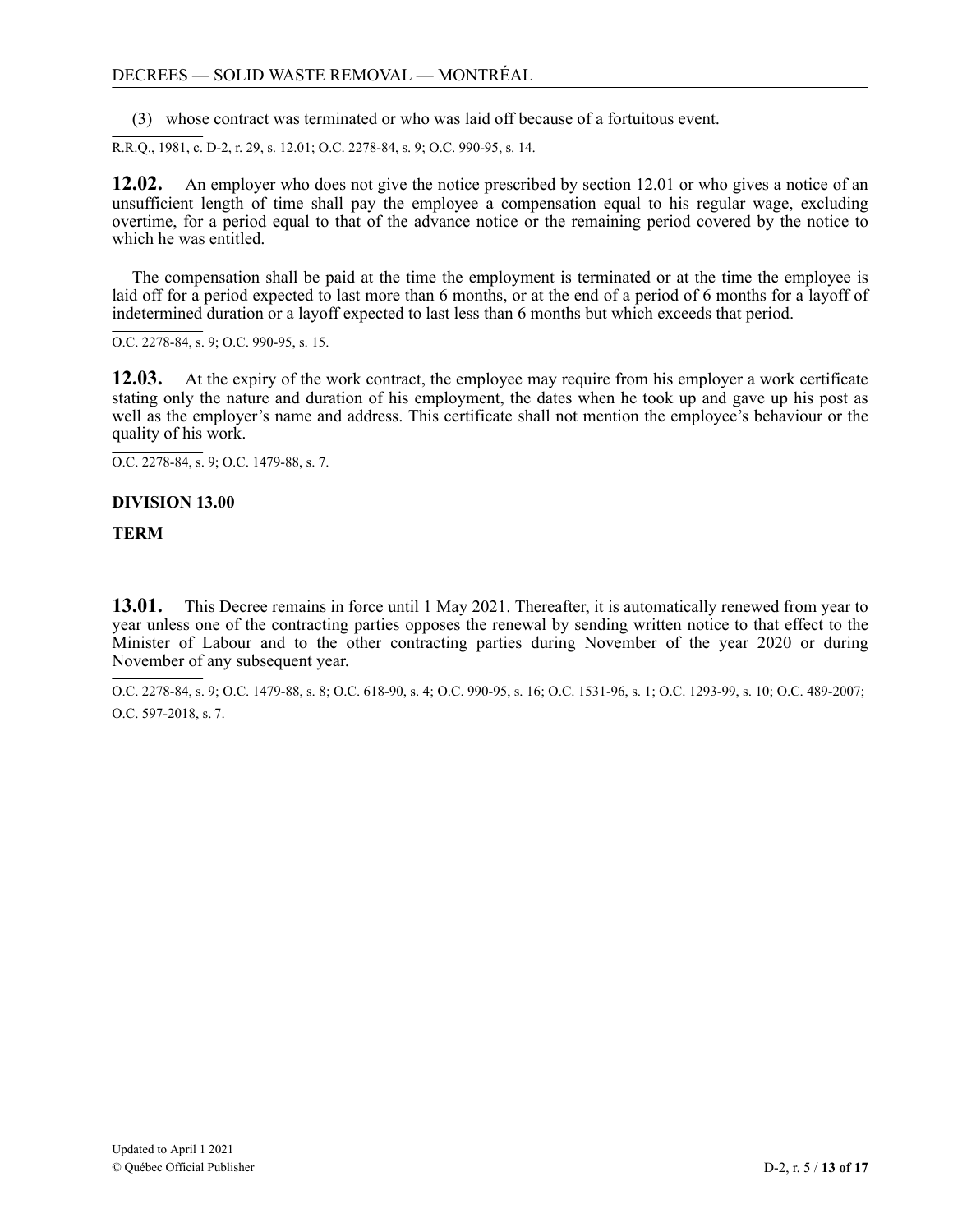(3) whose contract was terminated or who was laid off because of a fortuitous event.

R.R.Q., 1981, c. D-2, r. 29, s. 12.01; O.C. 2278-84, s. 9; O.C. 990-95, s. 14.

**12.02.** An employer who does not give the notice prescribed by section 12.01 or who gives a notice of an unsufficient length of time shall pay the employee a compensation equal to his regular wage, excluding overtime, for a period equal to that of the advance notice or the remaining period covered by the notice to which he was entitled.

The compensation shall be paid at the time the employment is terminated or at the time the employee is laid off for a period expected to last more than 6 months, or at the end of a period of 6 months for a layoff of indetermined duration or a layoff expected to last less than 6 months but which exceeds that period.

O.C. 2278-84, s. 9; O.C. 990-95, s. 15.

**12.03.** At the expiry of the work contract, the employee may require from his employer a work certificate stating only the nature and duration of his employment, the dates when he took up and gave up his post as well as the employer's name and address. This certificate shall not mention the employee's behaviour or the quality of his work.

O.C. 2278-84, s. 9; O.C. 1479-88, s. 7.

## DIVISION 13.00

## TERM

**13.01.** This Decree remains in force until 1 May 2021. Thereafter, it is automatically renewed from year to year unless one of the contracting parties opposes the renewal by sending written notice to that effect to the Minister of Labour and to the other contracting parties during November of the year 2020 or during November of any subsequent year.

O.C. 2278-84, s. 9; O.C. 1479-88, s. 8; O.C. 618-90, s. 4; O.C. 990-95, s. 16; O.C. 1531-96, s. 1; O.C. 1293-99, s. 10; O.C. 489-2007; O.C. 597-2018, s. 7.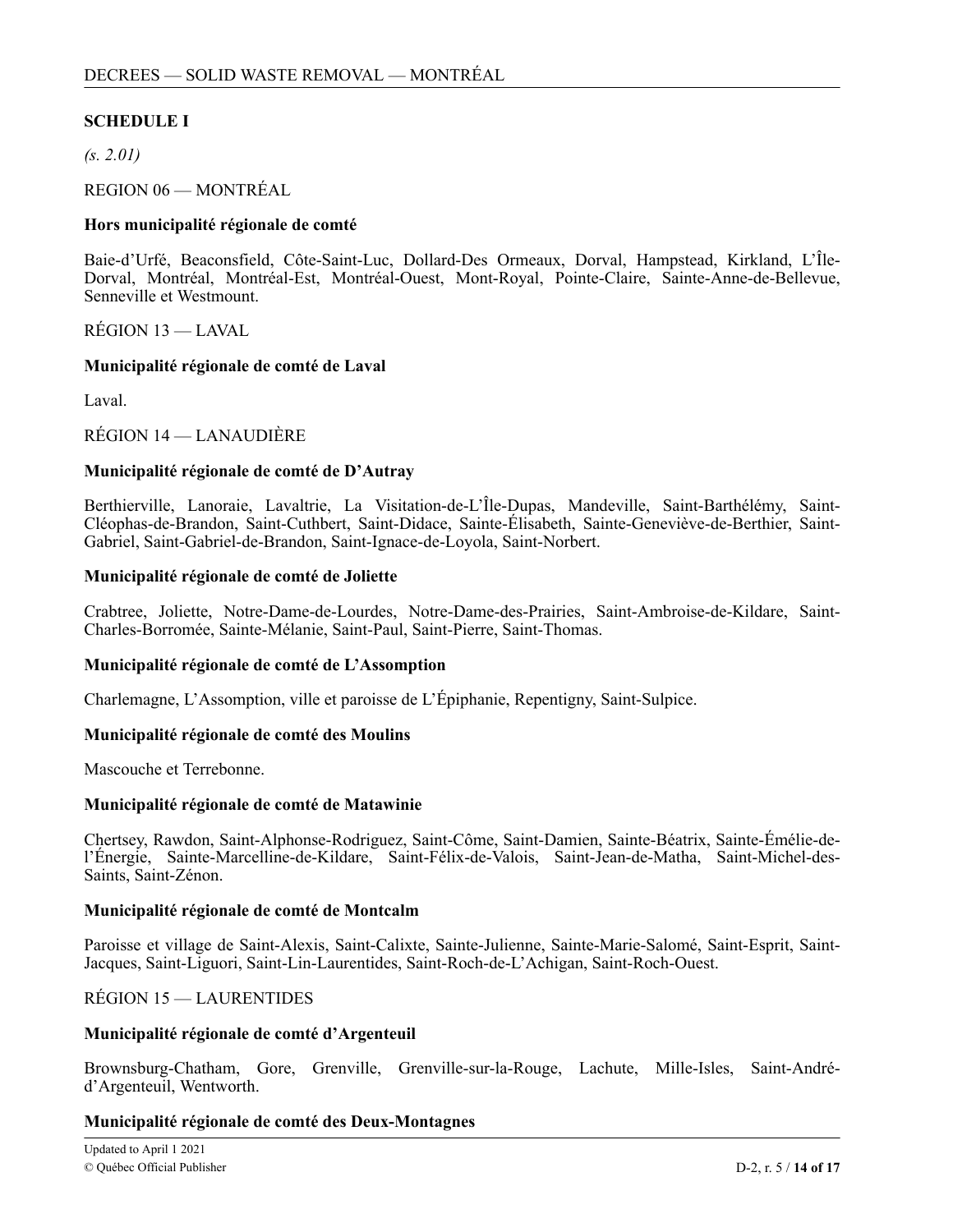## SCHEDULE I

*(s. 2.01)*

REGION 06 — MONTRÉAL

**Hors municipalité régionale de comté**

Baie-d'Urfé, Beaconsfield, Côte-Saint-Luc, Dollard-Des Ormeaux, Dorval, Hampstead, Kirkland, L'Île-Dorval, Montréal, Montréal-Est, Montréal-Ouest, Mont-Royal, Pointe-Claire, Sainte-Anne-de-Bellevue, Senneville et Westmount.

RÉGION 13 — LAVAL

**Municipalité régionale de comté de Laval**

Laval.

RÉGION 14 — LANAUDIÈRE

**Municipalité régionale de comté de D'Autray**

Berthierville, Lanoraie, Lavaltrie, La Visitation-de-L'Île-Dupas, Mandeville, Saint-Barthélémy, Saint-Cléophas-de-Brandon, Saint-Cuthbert, Saint-Didace, Sainte-Élisabeth, Sainte-Geneviève-de-Berthier, Saint-Gabriel, Saint-Gabriel-de-Brandon, Saint-Ignace-de-Loyola, Saint-Norbert.

**Municipalité régionale de comté de Joliette**

Crabtree, Joliette, Notre-Dame-de-Lourdes, Notre-Dame-des-Prairies, Saint-Ambroise-de-Kildare, Saint-Charles-Borromée, Sainte-Mélanie, Saint-Paul, Saint-Pierre, Saint-Thomas.

**Municipalité régionale de comté de L'Assomption**

Charlemagne, L'Assomption, ville et paroisse de L'Épiphanie, Repentigny, Saint-Sulpice.

**Municipalité régionale de comté des Moulins**

Mascouche et Terrebonne.

**Municipalité régionale de comté de Matawinie**

Chertsey, Rawdon, Saint-Alphonse-Rodriguez, Saint-Côme, Saint-Damien, Sainte-Béatrix, Sainte-Émélie-de-l'Énergie, Sainte-Marcelline-de-Kildare, Saint-Félix-de-Valois, Saint-Jean-de-Matha, Saint-Michel-des-Saints, Saint-Zénon.

**Municipalité régionale de comté de Montcalm**

Paroisse et village de Saint-Alexis, Saint-Calixte, Sainte-Julienne, Sainte-Marie-Salomé, Saint-Esprit, Saint-Jacques, Saint-Liguori, Saint-Lin-Laurentides, Saint-Roch-de-L'Achigan, Saint-Roch-Ouest.

RÉGION 15 — LAURENTIDES

**Municipalité régionale de comté d'Argenteuil**

Brownsburg-Chatham, Gore, Grenville, Grenville-sur-la-Rouge, Lachute, Mille-Isles, Saint-André-d'Argenteuil, Wentworth.

**Municipalité régionale de comté des Deux-Montagnes**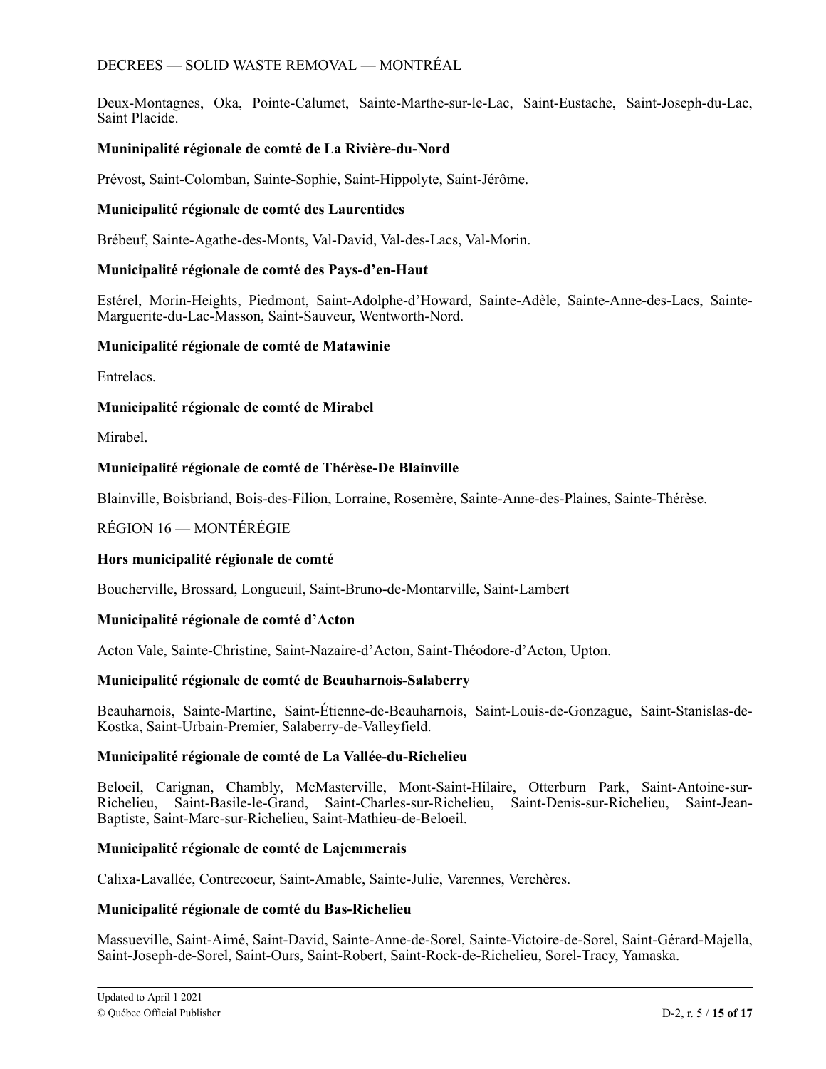Deux-Montagnes, Oka, Pointe-Calumet, Sainte-Marthe-sur-le-Lac, Saint-Eustache, Saint-Joseph-du-Lac, Saint Placide.

**Muninipalité régionale de comté de La Rivière-du-Nord**

Prévost, Saint-Colomban, Sainte-Sophie, Saint-Hippolyte, Saint-Jérôme.

**Municipalité régionale de comté des Laurentides**

Brébeuf, Sainte-Agathe-des-Monts, Val-David, Val-des-Lacs, Val-Morin.

**Municipalité régionale de comté des Pays-d'en-Haut**

Estérel, Morin-Heights, Piedmont, Saint-Adolphe-d'Howard, Sainte-Adèle, Sainte-Anne-des-Lacs, Sainte-Marguerite-du-Lac-Masson, Saint-Sauveur, Wentworth-Nord.

**Municipalité régionale de comté de Matawinie**

Entrelacs.

**Municipalité régionale de comté de Mirabel**

Mirabel.

**Municipalité régionale de comté de Thérèse-De Blainville**

Blainville, Boisbriand, Bois-des-Filion, Lorraine, Rosemère, Sainte-Anne-des-Plaines, Sainte-Thérèse.

RÉGION 16 — MONTÉRÉGIE

**Hors municipalité régionale de comté**

Boucherville, Brossard, Longueuil, Saint-Bruno-de-Montarville, Saint-Lambert

**Municipalité régionale de comté d'Acton**

Acton Vale, Sainte-Christine, Saint-Nazaire-d'Acton, Saint-Théodore-d'Acton, Upton.

**Municipalité régionale de comté de Beauharnois-Salaberry**

Beauharnois, Sainte-Martine, Saint-Étienne-de-Beauharnois, Saint-Louis-de-Gonzague, Saint-Stanislas-de-Kostka, Saint-Urbain-Premier, Salaberry-de-Valleyfield.

**Municipalité régionale de comté de La Vallée-du-Richelieu**

Beloeil, Carignan, Chambly, McMasterville, Mont-Saint-Hilaire, Otterburn Park, Saint-Antoine-sur-Richelieu, Saint-Basile-le-Grand, Saint-Charles-sur-Richelieu, Saint-Denis-sur-Richelieu, Saint-Jean-Baptiste, Saint-Marc-sur-Richelieu, Saint-Mathieu-de-Beloeil.

**Municipalité régionale de comté de Lajemmerais**

Calixa-Lavallée, Contrecoeur, Saint-Amable, Sainte-Julie, Varennes, Verchères.

**Municipalité régionale de comté du Bas-Richelieu**

Massueville, Saint-Aimé, Saint-David, Sainte-Anne-de-Sorel, Sainte-Victoire-de-Sorel, Saint-Gérard-Majella, Saint-Joseph-de-Sorel, Saint-Ours, Saint-Robert, Saint-Rock-de-Richelieu, Sorel-Tracy, Yamaska.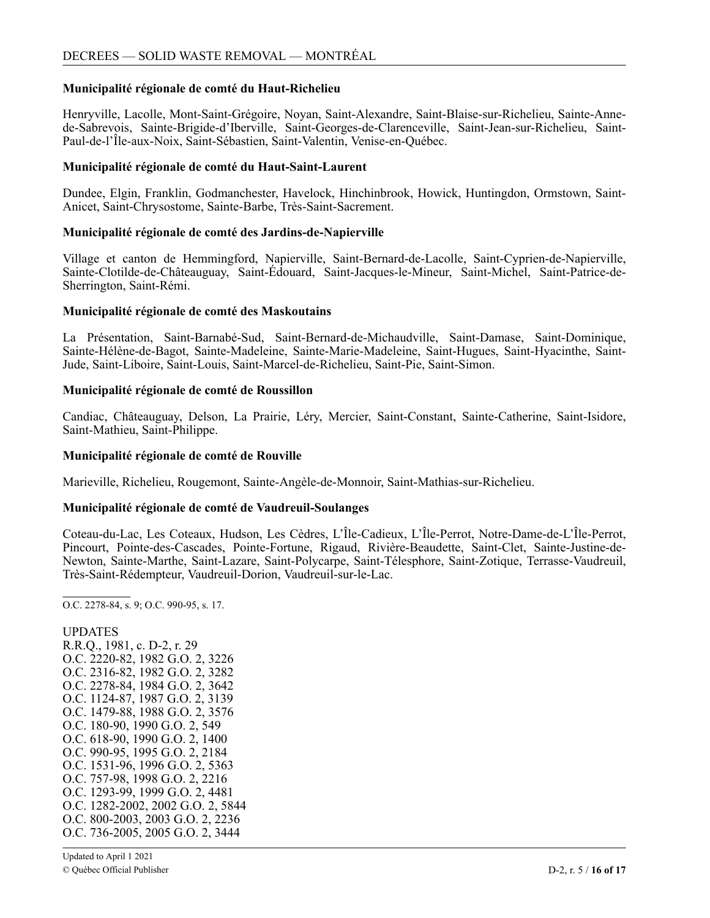**Municipalité régionale de comté du Haut-Richelieu**

Henryville, Lacolle, Mont-Saint-Grégoire, Noyan, Saint-Alexandre, Saint-Blaise-sur-Richelieu, Sainte-Anne-de-Sabrevois, Sainte-Brigide-d'Iberville, Saint-Georges-de-Clarenceville, Saint-Jean-sur-Richelieu, Saint-Paul-de-l'Île-aux-Noix, Saint-Sébastien, Saint-Valentin, Venise-en-Québec.

**Municipalité régionale de comté du Haut-Saint-Laurent**

Dundee, Elgin, Franklin, Godmanchester, Havelock, Hinchinbrook, Howick, Huntingdon, Ormstown, Saint-Anicet, Saint-Chrysostome, Sainte-Barbe, Très-Saint-Sacrement.

**Municipalité régionale de comté des Jardins-de-Napierville**

Village et canton de Hemmingford, Napierville, Saint-Bernard-de-Lacolle, Saint-Cyprien-de-Napierville, Sainte-Clotilde-de-Châteauguay, Saint-Édouard, Saint-Jacques-le-Mineur, Saint-Michel, Saint-Patrice-de-Sherrington, Saint-Rémi.

**Municipalité régionale de comté des Maskoutains**

La Présentation, Saint-Barnabé-Sud, Saint-Bernard-de-Michaudville, Saint-Damase, Saint-Dominique, Sainte-Hélène-de-Bagot, Sainte-Madeleine, Sainte-Marie-Madeleine, Saint-Hugues, Saint-Hyacinthe, Saint-Jude, Saint-Liboire, Saint-Louis, Saint-Marcel-de-Richelieu, Saint-Pie, Saint-Simon.

**Municipalité régionale de comté de Roussillon**

Candiac, Châteauguay, Delson, La Prairie, Léry, Mercier, Saint-Constant, Sainte-Catherine, Saint-Isidore, Saint-Mathieu, Saint-Philippe.

**Municipalité régionale de comté de Rouville**

Marieville, Richelieu, Rougemont, Sainte-Angèle-de-Monnoir, Saint-Mathias-sur-Richelieu.

**Municipalité régionale de comté de Vaudreuil-Soulanges**

Coteau-du-Lac, Les Coteaux, Hudson, Les Cèdres, L'Île-Cadieux, L'Île-Perrot, Notre-Dame-de-L'Île-Perrot, Pincourt, Pointe-des-Cascades, Pointe-Fortune, Rigaud, Rivière-Beaudette, Saint-Clet, Sainte-Justine-de-Newton, Sainte-Marthe, Saint-Lazare, Saint-Polycarpe, Saint-Télesphore, Saint-Zotique, Terrasse-Vaudreuil, Très-Saint-Rédempteur, Vaudreuil-Dorion, Vaudreuil-sur-le-Lac.

---

O.C. 2278-84, s. 9; O.C. 990-95, s. 17.

UPDATES

R.R.Q., 1981, c. D-2, r. 29
O.C. 2220-82, 1982 G.O. 2, 3226
O.C. 2316-82, 1982 G.O. 2, 3282
O.C. 2278-84, 1984 G.O. 2, 3642
O.C. 1124-87, 1987 G.O. 2, 3139
O.C. 1479-88, 1988 G.O. 2, 3576
O.C. 180-90, 1990 G.O. 2, 549
O.C. 618-90, 1990 G.O. 2, 1400
O.C. 990-95, 1995 G.O. 2, 2184
O.C. 1531-96, 1996 G.O. 2, 5363
O.C. 757-98, 1998 G.O. 2, 2216
O.C. 1293-99, 1999 G.O. 2, 4481
O.C. 1282-2002, 2002 G.O. 2, 5844
O.C. 800-2003, 2003 G.O. 2, 2236
O.C. 736-2005, 2005 G.O. 2, 3444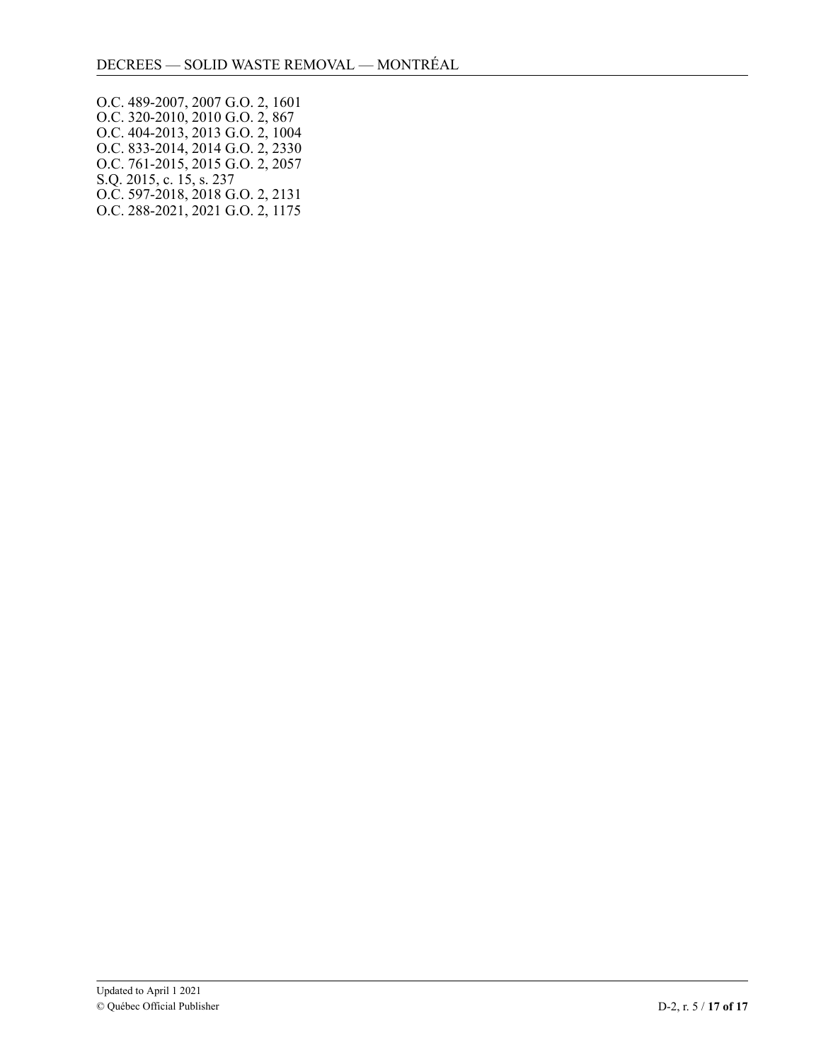O.C. 489-2007, 2007 G.O. 2, 1601
O.C. 320-2010, 2010 G.O. 2, 867
O.C. 404-2013, 2013 G.O. 2, 1004
O.C. 833-2014, 2014 G.O. 2, 2330
O.C. 761-2015, 2015 G.O. 2, 2057
S.Q. 2015, c. 15, s. 237
O.C. 597-2018, 2018 G.O. 2, 2131
O.C. 288-2021, 2021 G.O. 2, 1175